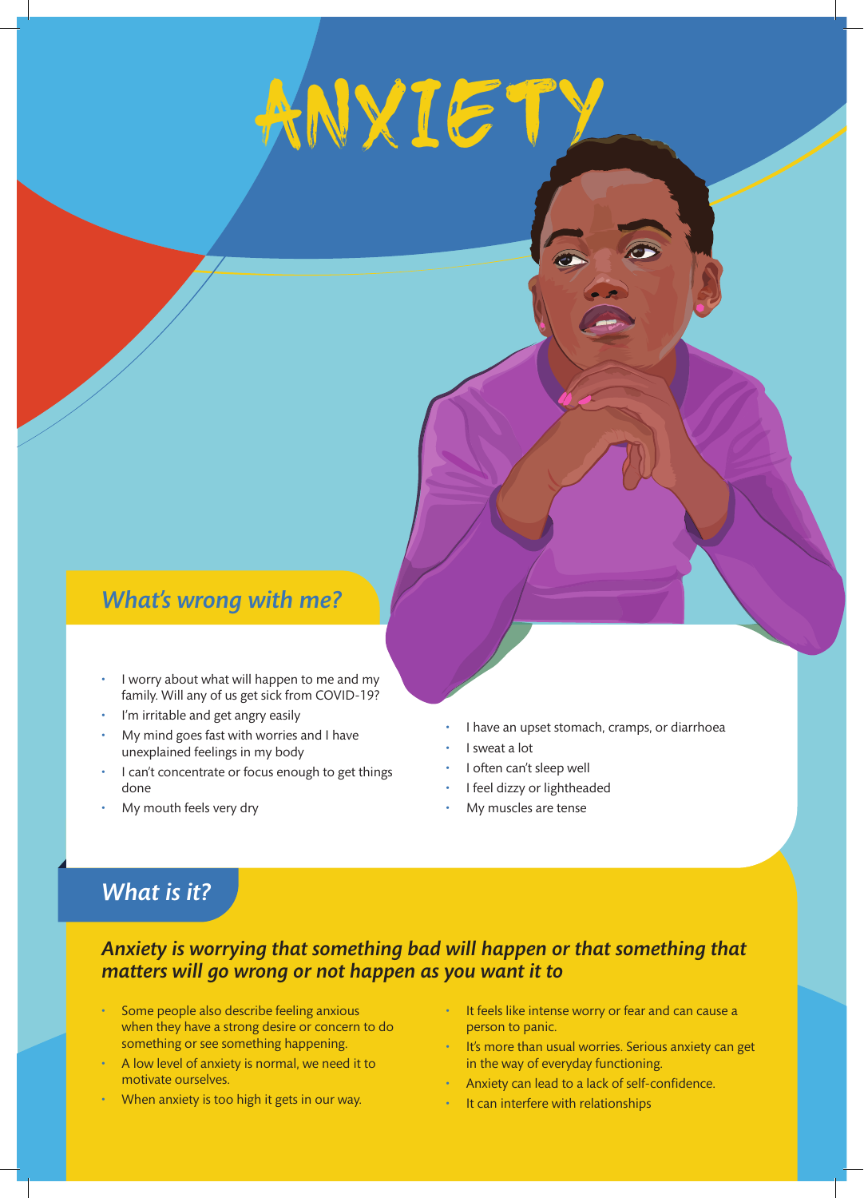# ANXIETY

## What's wrong with me?

- I worry about what will happen to me and my family. Will any of us get sick from COVID-19?
- I'm irritable and get angry easily
- My mind goes fast with worries and I have unexplained feelings in my body
- I can't concentrate or focus enough to get things done
- My mouth feels very dry
- I have an upset stomach, cramps, or diarrhoea
- I sweat a lot
- I often can't sleep well
- I feel dizzy or lightheaded
- My muscles are tense

## What is it?

***Anxiety is worrying that something bad will happen or that something that matters will go wrong or not happen as you want it to***

- Some people also describe feeling anxious when they have a strong desire or concern to do something or see something happening.
- A low level of anxiety is normal, we need it to motivate ourselves.
- When anxiety is too high it gets in our way.
- It feels like intense worry or fear and can cause a person to panic.
- It's more than usual worries. Serious anxiety can get in the way of everyday functioning.
- Anxiety can lead to a lack of self-confidence.
- It can interfere with relationships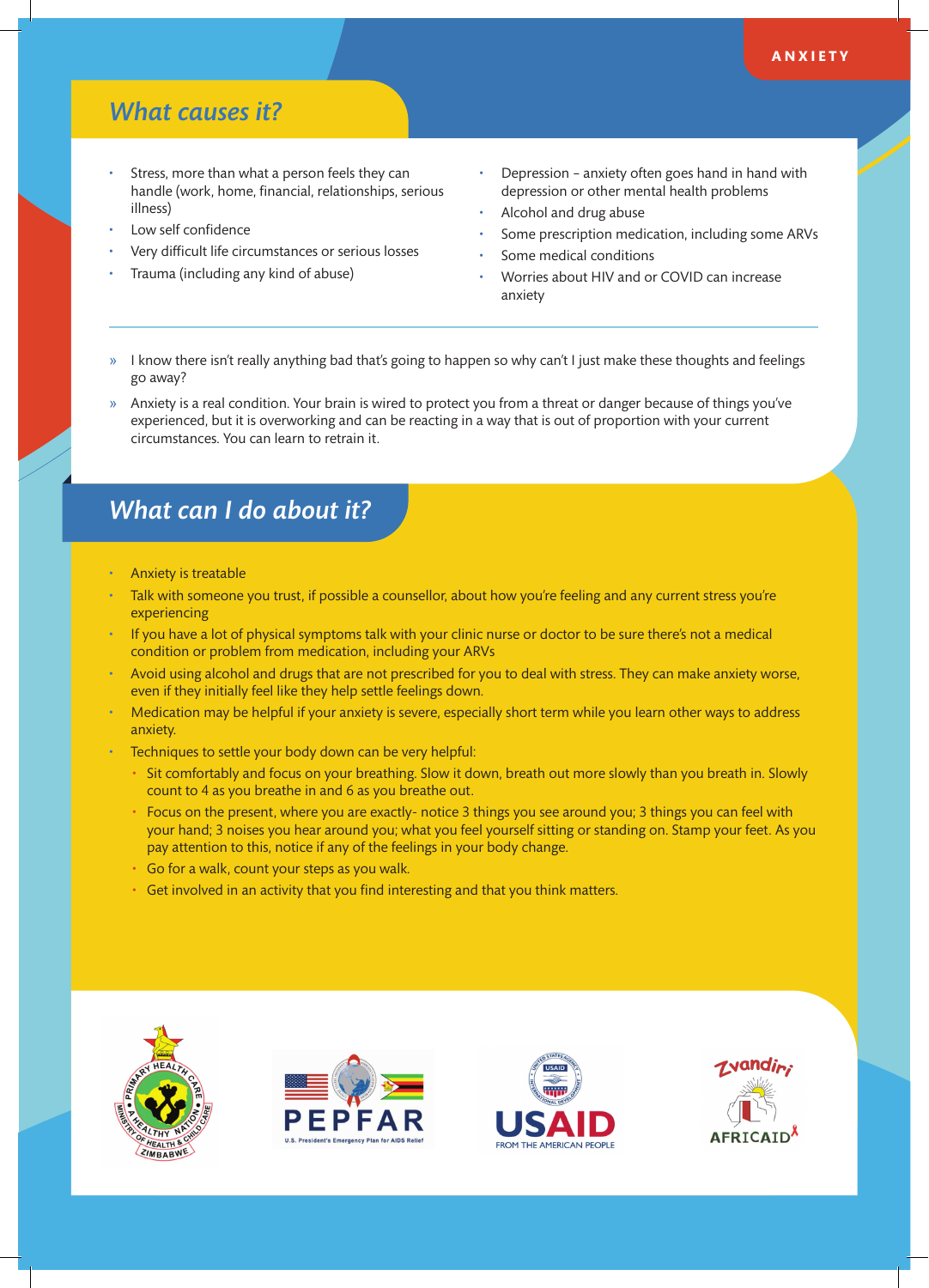ANXIETY

## What causes it?

- Stress, more than what a person feels they can handle (work, home, financial, relationships, serious illness)
- Low self confidence
- Very difficult life circumstances or serious losses
- Trauma (including any kind of abuse)
- Depression – anxiety often goes hand in hand with depression or other mental health problems
- Alcohol and drug abuse
- Some prescription medication, including some ARVs
- Some medical conditions
- Worries about HIV and or COVID can increase anxiety

---

» I know there isn't really anything bad that's going to happen so why can't I just make these thoughts and feelings go away?

» Anxiety is a real condition. Your brain is wired to protect you from a threat or danger because of things you've experienced, but it is overworking and can be reacting in a way that is out of proportion with your current circumstances. You can learn to retrain it.

## What can I do about it?

- Anxiety is treatable
- Talk with someone you trust, if possible a counsellor, about how you're feeling and any current stress you're experiencing
- If you have a lot of physical symptoms talk with your clinic nurse or doctor to be sure there's not a medical condition or problem from medication, including your ARVs
- Avoid using alcohol and drugs that are not prescribed for you to deal with stress. They can make anxiety worse, even if they initially feel like they help settle feelings down.
- Medication may be helpful if your anxiety is severe, especially short term while you learn other ways to address anxiety.
- Techniques to settle your body down can be very helpful:
  - Sit comfortably and focus on your breathing. Slow it down, breath out more slowly than you breath in. Slowly count to 4 as you breathe in and 6 as you breathe out.
  - Focus on the present, where you are exactly- notice 3 things you see around you; 3 things you can feel with your hand; 3 noises you hear around you; what you feel yourself sitting or standing on. Stamp your feet. As you pay attention to this, notice if any of the feelings in your body change.
  - Go for a walk, count your steps as you walk.
  - Get involved in an activity that you find interesting and that you think matters.

PRIMARY HEALTH CARE • A HEALTHY NATION • MINISTRY OF HEALTH & CHILD CARE • ZIMBABWE

PEPFAR
U.S. President's Emergency Plan for AIDS Relief

USAID
FROM THE AMERICAN PEOPLE

Zvandiri
AFRICAID